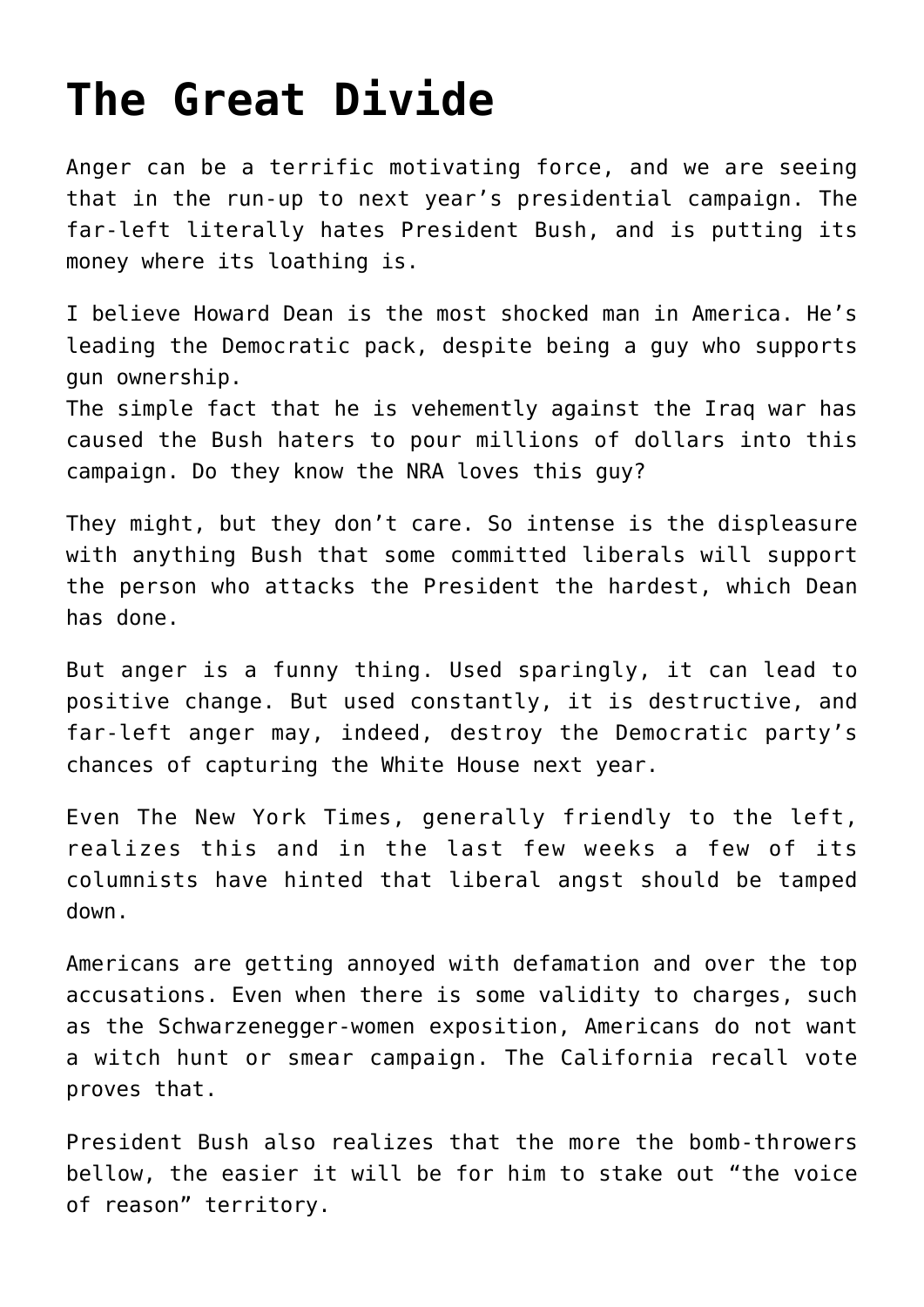# The Great Divide

Anger can be a terrific motivating force, and we are seeing that in the run-up to next year's presidential campaign. The far-left literally hates President Bush, and is putting its money where its loathing is.

I believe Howard Dean is the most shocked man in America. He's leading the Democratic pack, despite being a guy who supports gun ownership.
The simple fact that he is vehemently against the Iraq war has caused the Bush haters to pour millions of dollars into this campaign. Do they know the NRA loves this guy?

They might, but they don't care. So intense is the displeasure with anything Bush that some committed liberals will support the person who attacks the President the hardest, which Dean has done.

But anger is a funny thing. Used sparingly, it can lead to positive change. But used constantly, it is destructive, and far-left anger may, indeed, destroy the Democratic party's chances of capturing the White House next year.

Even The New York Times, generally friendly to the left, realizes this and in the last few weeks a few of its columnists have hinted that liberal angst should be tamped down.

Americans are getting annoyed with defamation and over the top accusations. Even when there is some validity to charges, such as the Schwarzenegger-women exposition, Americans do not want a witch hunt or smear campaign. The California recall vote proves that.

President Bush also realizes that the more the bomb-throwers bellow, the easier it will be for him to stake out "the voice of reason" territory.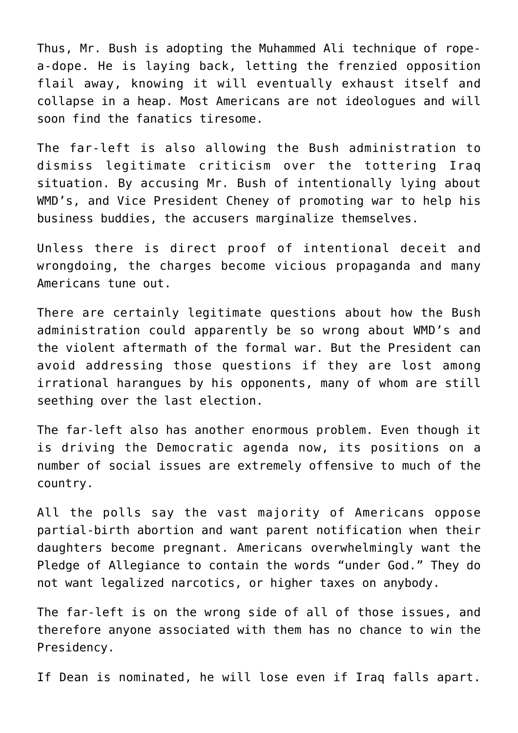Thus, Mr. Bush is adopting the Muhammed Ali technique of rope-a-dope. He is laying back, letting the frenzied opposition flail away, knowing it will eventually exhaust itself and collapse in a heap. Most Americans are not ideologues and will soon find the fanatics tiresome.

The far-left is also allowing the Bush administration to dismiss legitimate criticism over the tottering Iraq situation. By accusing Mr. Bush of intentionally lying about WMD's, and Vice President Cheney of promoting war to help his business buddies, the accusers marginalize themselves.

Unless there is direct proof of intentional deceit and wrongdoing, the charges become vicious propaganda and many Americans tune out.

There are certainly legitimate questions about how the Bush administration could apparently be so wrong about WMD's and the violent aftermath of the formal war. But the President can avoid addressing those questions if they are lost among irrational harangues by his opponents, many of whom are still seething over the last election.

The far-left also has another enormous problem. Even though it is driving the Democratic agenda now, its positions on a number of social issues are extremely offensive to much of the country.

All the polls say the vast majority of Americans oppose partial-birth abortion and want parent notification when their daughters become pregnant. Americans overwhelmingly want the Pledge of Allegiance to contain the words "under God." They do not want legalized narcotics, or higher taxes on anybody.

The far-left is on the wrong side of all of those issues, and therefore anyone associated with them has no chance to win the Presidency.

If Dean is nominated, he will lose even if Iraq falls apart.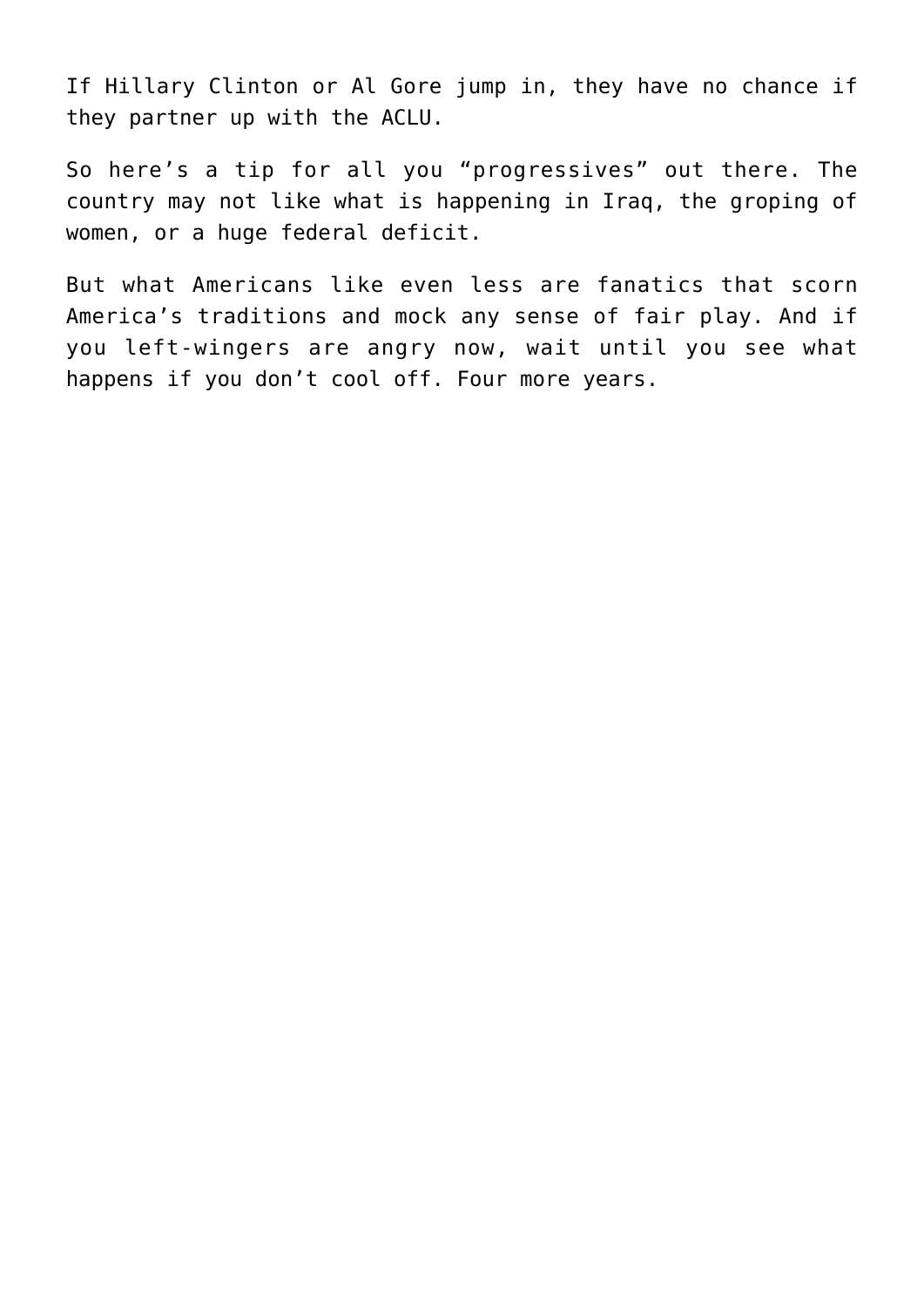If Hillary Clinton or Al Gore jump in, they have no chance if they partner up with the ACLU.

So here's a tip for all you "progressives" out there. The country may not like what is happening in Iraq, the groping of women, or a huge federal deficit.

But what Americans like even less are fanatics that scorn America's traditions and mock any sense of fair play. And if you left-wingers are angry now, wait until you see what happens if you don't cool off. Four more years.